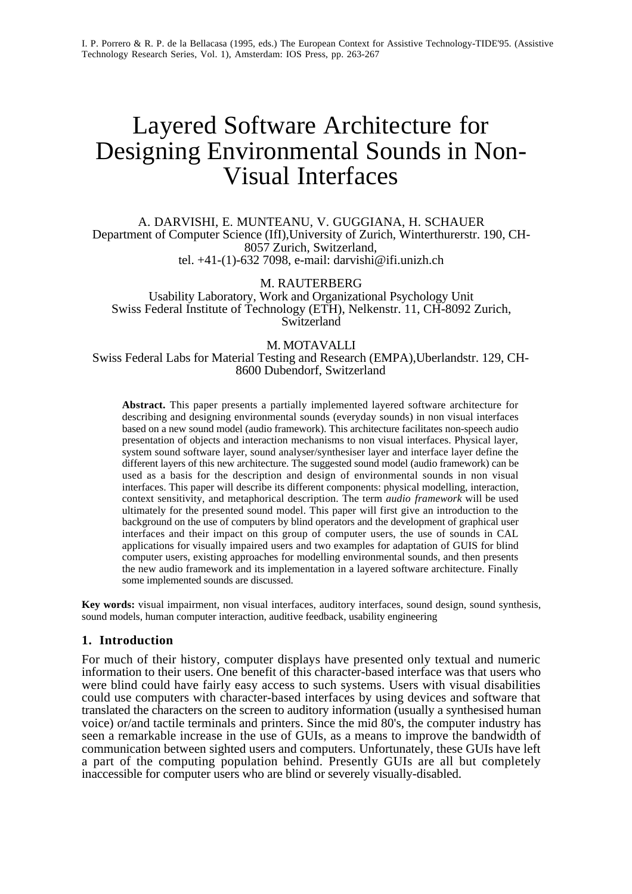I. P. Porrero & R. P. de la Bellacasa (1995, eds.) The European Context for Assistive Technology-TIDE'95. (Assistive Technology Research Series, Vol. 1), Amsterdam: IOS Press, pp. 263-267

# Layered Software Architecture for Designing Environmental Sounds in Non-Visual Interfaces

A. DARVISHI, E. MUNTEANU, V. GUGGIANA, H. SCHAUER
Department of Computer Science (IfI),University of Zurich, Winterthurerstr. 190, CH-8057 Zurich, Switzerland,
tel. +41-(1)-632 7098, e-mail: darvishi@ifi.unizh.ch

M. RAUTERBERG
Usability Laboratory, Work and Organizational Psychology Unit
Swiss Federal Institute of Technology (ETH), Nelkenstr. 11, CH-8092 Zurich, Switzerland

M. MOTAVALLI
Swiss Federal Labs for Material Testing and Research (EMPA),Uberlandstr. 129, CH-8600 Dubendorf, Switzerland

**Abstract.** This paper presents a partially implemented layered software architecture for describing and designing environmental sounds (everyday sounds) in non visual interfaces based on a new sound model (audio framework). This architecture facilitates non-speech audio presentation of objects and interaction mechanisms to non visual interfaces. Physical layer, system sound software layer, sound analyser/synthesiser layer and interface layer define the different layers of this new architecture. The suggested sound model (audio framework) can be used as a basis for the description and design of environmental sounds in non visual interfaces. This paper will describe its different components: physical modelling, interaction, context sensitivity, and metaphorical description. The term *audio framework* will be used ultimately for the presented sound model. This paper will first give an introduction to the background on the use of computers by blind operators and the development of graphical user interfaces and their impact on this group of computer users, the use of sounds in CAL applications for visually impaired users and two examples for adaptation of GUIS for blind computer users, existing approaches for modelling environmental sounds, and then presents the new audio framework and its implementation in a layered software architecture. Finally some implemented sounds are discussed.

**Key words:** visual impairment, non visual interfaces, auditory interfaces, sound design, sound synthesis, sound models, human computer interaction, auditive feedback, usability engineering

## 1. Introduction

For much of their history, computer displays have presented only textual and numeric information to their users. One benefit of this character-based interface was that users who were blind could have fairly access to such systems. Users with visual disabilities could use computers with character-based interfaces by using devices and software that translated the characters on the screen to auditory information (usually a synthesised human voice) or/and tactile terminals and printers. Since the mid 80's, the computer industry has seen a remarkable increase in the use of GUIs, as a means to improve the bandwidth of communication between sighted users and computers. Unfortunately, these GUIs have left a part of the computing population behind. Presently GUIs are all but completely inaccessible for computer users who are blind or severely visually-disabled.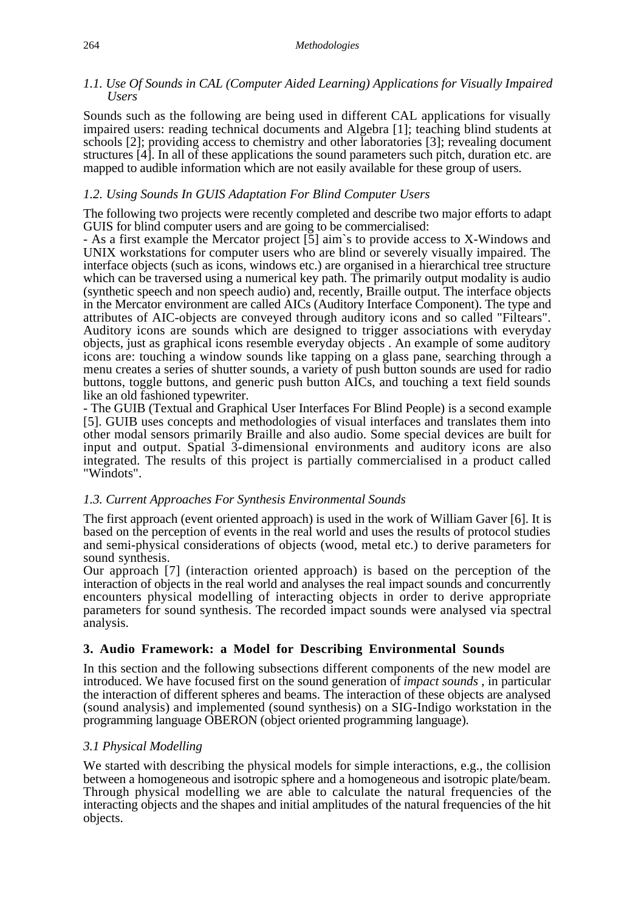### *1.1. Use Of Sounds in CAL (Computer Aided Learning) Applications for Visually Impaired Users*

Sounds such as the following are being used in different CAL applications for visually impaired users: reading technical documents and Algebra [1]; teaching blind students at schools [2]; providing access to chemistry and other laboratories [3]; revealing document structures [4]. In all of these applications the sound parameters such pitch, duration etc. are mapped to audible information which are not easily available for these group of users.

### *1.2. Using Sounds In GUIS Adaptation For Blind Computer Users*

The following two projects were recently completed and describe two major efforts to adapt GUIS for blind computer users and are going to be commercialised:

- As a first example the Mercator project [5] aim`s to provide access to X-Windows and UNIX workstations for computer users who are blind or severely visually impaired. The interface objects (such as icons, windows etc.) are organised in a hierarchical tree structure which can be traversed using a numerical key path. The primarily output modality is audio (synthetic speech and non speech audio) and, recently, Braille output. The interface objects in the Mercator environment are called AICs (Auditory Interface Component). The type and attributes of AIC-objects are conveyed through auditory icons and so called "Filtears". Auditory icons are sounds which are designed to trigger associations with everyday objects, just as graphical icons resemble everyday objects . An example of some auditory icons are: touching a window sounds like tapping on a glass pane, searching through a menu creates a series of shutter sounds, a variety of push button sounds are used for radio buttons, toggle buttons, and generic push button AICs, and touching a text field sounds like an old fashioned typewriter.
- The GUIB (Textual and Graphical User Interfaces For Blind People) is a second example [5]. GUIB uses concepts and methodologies of visual interfaces and translates them into other modal sensors primarily Braille and also audio. Some special devices are built for input and output. Spatial 3-dimensional environments and auditory icons are also integrated. The results of this project is partially commercialised in a product called "Windots".

### *1.3. Current Approaches For Synthesis Environmental Sounds*

The first approach (event oriented approach) is used in the work of William Gaver [6]. It is based on the perception of events in the real world and uses the results of protocol studies and semi-physical considerations of objects (wood, metal etc.) to derive parameters for sound synthesis.

Our approach [7] (interaction oriented approach) is based on the perception of the interaction of objects in the real world and analyses the real impact sounds and concurrently encounters physical modelling of interacting objects in order to derive appropriate parameters for sound synthesis. The recorded impact sounds were analysed via spectral analysis.

## **3. Audio Framework: a Model for Describing Environmental Sounds**

In this section and the following subsections different components of the new model are introduced. We have focused first on the sound generation of *impact sounds* , in particular the interaction of different spheres and beams. The interaction of these objects are analysed (sound analysis) and implemented (sound synthesis) on a SIG-Indigo workstation in the programming language OBERON (object oriented programming language).

### *3.1 Physical Modelling*

We started with describing the physical models for simple interactions, e.g., the collision between a homogeneous and isotropic sphere and a homogeneous and isotropic plate/beam. Through physical modelling we are able to calculate the natural frequencies of the interacting objects and the shapes and initial amplitudes of the natural frequencies of the hit objects.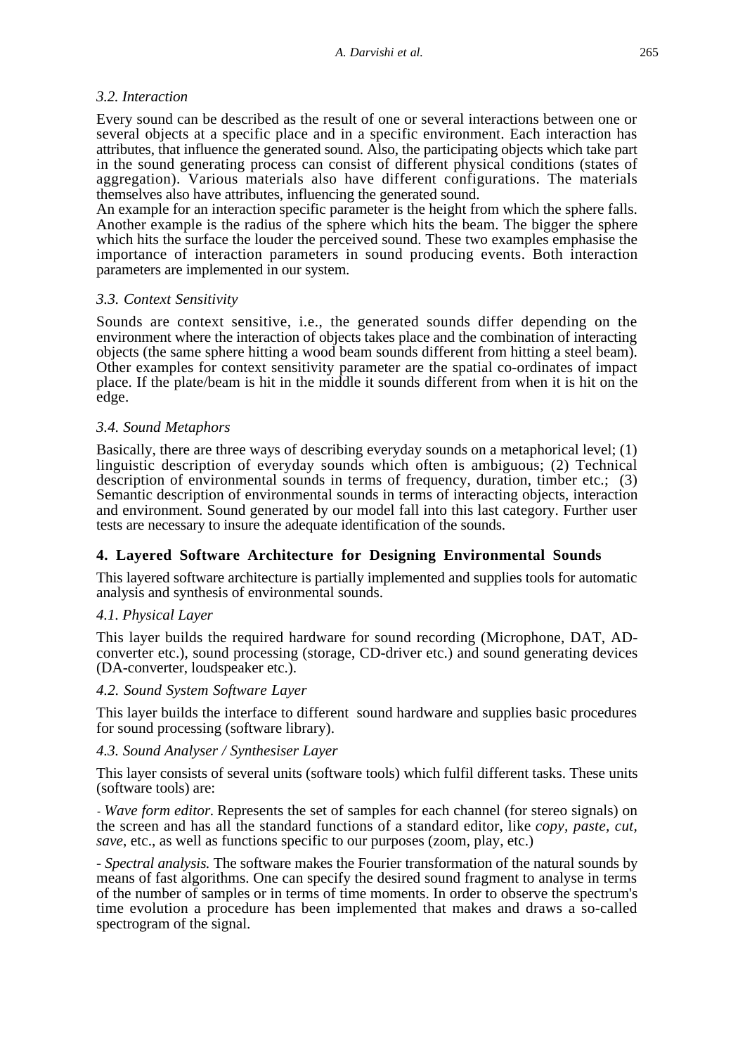*3.2. Interaction*

Every sound can be described as the result of one or several interactions between one or several objects at a specific place and in a specific environment. Each interaction has attributes, that influence the generated sound. Also, the participating objects which take part in the sound generating process can consist of different physical conditions (states of aggregation). Various materials also have different configurations. The materials themselves also have attributes, influencing the generated sound.
An example for an interaction specific parameter is the height from which the sphere falls. Another example is the radius of the sphere which hits the beam. The bigger the sphere which hits the surface the louder the perceived sound. These two examples emphasise the importance of interaction parameters in sound producing events. Both interaction parameters are implemented in our system.

*3.3. Context Sensitivity*

Sounds are context sensitive, i.e., the generated sounds differ depending on the environment where the interaction of objects takes place and the combination of interacting objects (the same sphere hitting a wood beam sounds different from hitting a steel beam). Other examples for context sensitivity parameter are the spatial co-ordinates of impact place. If the plate/beam is hit in the middle it sounds different from when it is hit on the edge.

*3.4. Sound Metaphors*

Basically, there are three ways of describing everyday sounds on a metaphorical level; (1) linguistic description of everyday sounds which often is ambiguous; (2) Technical description of environmental sounds in terms of frequency, duration, timber etc.; (3) Semantic description of environmental sounds in terms of interacting objects, interaction and environment. Sound generated by our model fall into this last category. Further user tests are necessary to insure the adequate identification of the sounds.

## 4. Layered Software Architecture for Designing Environmental Sounds

This layered software architecture is partially implemented and supplies tools for automatic analysis and synthesis of environmental sounds.

*4.1. Physical Layer*

This layer builds the required hardware for sound recording (Microphone, DAT, AD-converter etc.), sound processing (storage, CD-driver etc.) and sound generating devices (DA-converter, loudspeaker etc.).

*4.2. Sound System Software Layer*

This layer builds the interface to different sound hardware and supplies basic procedures for sound processing (software library).

*4.3. Sound Analyser / Synthesiser Layer*

This layer consists of several units (software tools) which fulfil different tasks. These units (software tools) are:

- *Wave form editor.* Represents the set of samples for each channel (for stereo signals) on the screen and has all the standard functions of a standard editor, like *copy, paste, cut, save*, etc., as well as functions specific to our purposes (zoom, play, etc.)

- *Spectral analysis.* The software makes the Fourier transformation of the natural sounds by means of fast algorithms. One can specify the desired sound fragment to analyse in terms of the number of samples or in terms of time moments. In order to observe the spectrum's time evolution a procedure has been implemented that makes and draws a so-called spectrogram of the signal.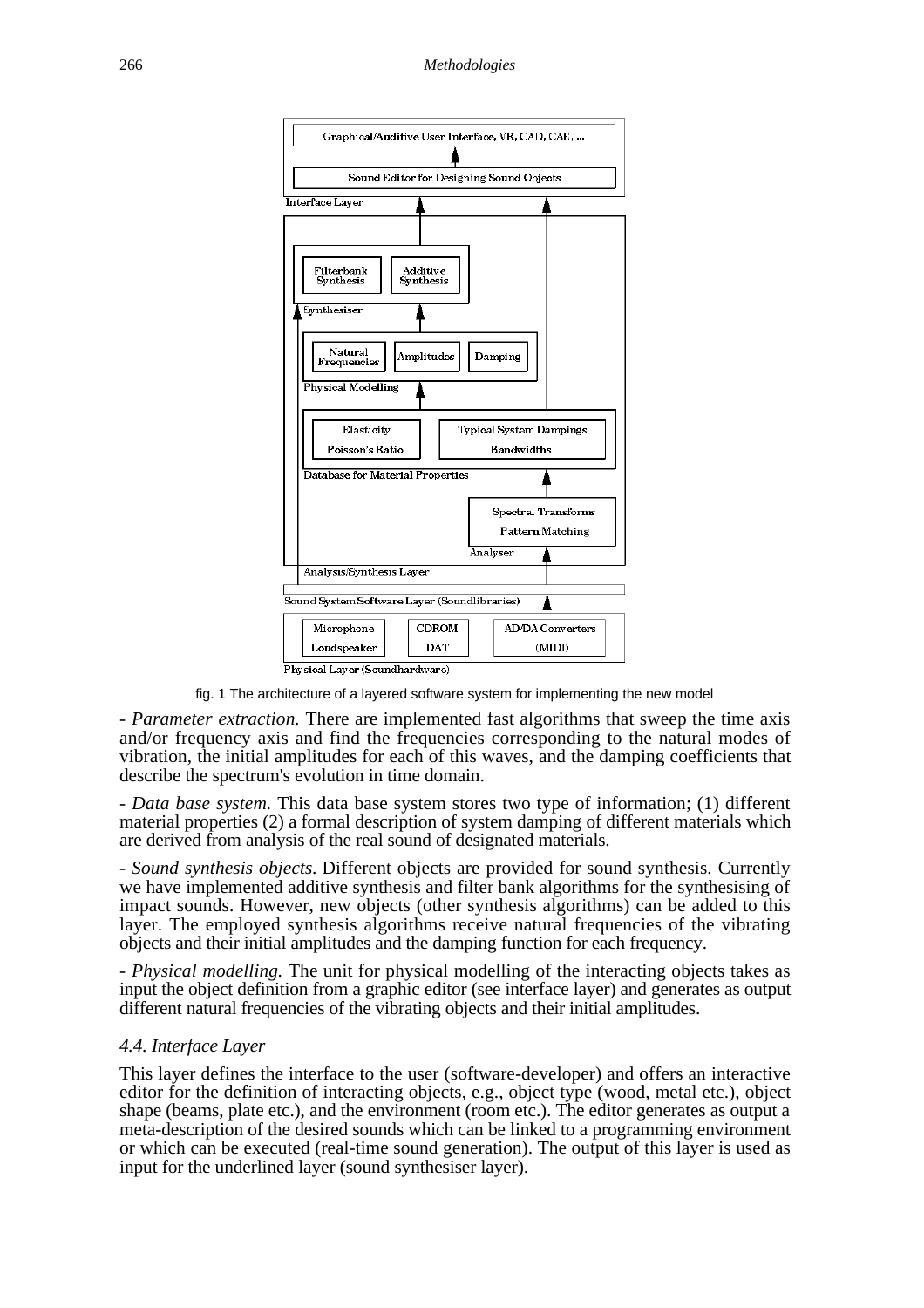fig. 1 The architecture of a layered software system for implementing the new model

- *Parameter extraction.* There are implemented fast algorithms that sweep the time axis and/or frequency axis and find the frequencies corresponding to the natural modes of vibration, the initial amplitudes for each of this waves, and the damping coefficients that describe the spectrum's evolution in time domain.

- *Data base system.* This data base system stores two type of information; (1) different material properties (2) a formal description of system damping of different materials which are derived from analysis of the real sound of designated materials.

- *Sound synthesis objects.* Different objects are provided for sound synthesis. Currently we have implemented additive synthesis and filter bank algorithms for the synthesising of impact sounds. However, new objects (other synthesis algorithms) can be added to this layer. The employed synthesis algorithms receive natural frequencies of the vibrating objects and their initial amplitudes and the damping function for each frequency.

- *Physical modelling.* The unit for physical modelling of the interacting objects takes as input the object definition from a graphic editor (see interface layer) and generates as output different natural frequencies of the vibrating objects and their initial amplitudes.

### *4.4. Interface Layer*

This layer defines the interface to the user (software-developer) and offers an interactive editor for the definition of interacting objects, e.g., object type (wood, metal etc.), object shape (beams, plate etc.), and the environment (room etc.). The editor generates as output a meta-description of the desired sounds which can be linked to a programming environment or which can be executed (real-time sound generation). The output of this layer is used as input for the underlined layer (sound synthesiser layer).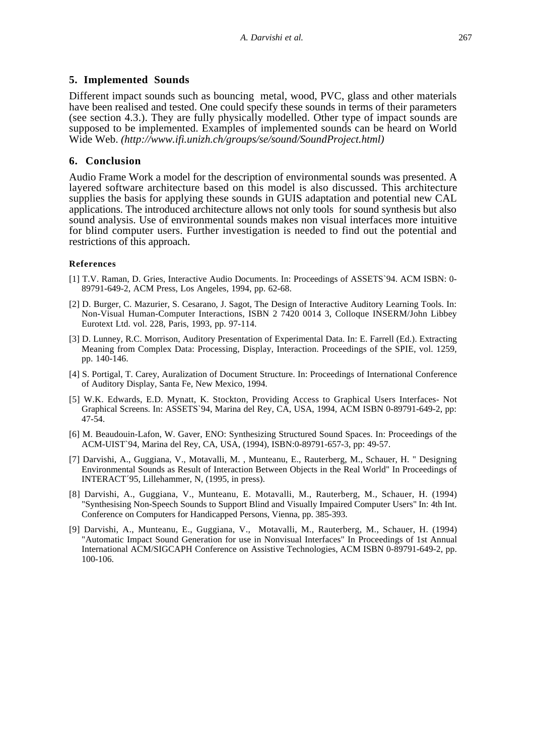## 5. Implemented Sounds

Different impact sounds such as bouncing metal, wood, PVC, glass and other materials have been realised and tested. One could specify these sounds in terms of their parameters (see section 4.3.). They are fully physically modelled. Other type of impact sounds are supposed to be implemented. Examples of implemented sounds can be heard on World Wide Web. *(http://www.ifi.unizh.ch/groups/se/sound/SoundProject.html)*

## 6. Conclusion

Audio Frame Work a model for the description of environmental sounds was presented. A layered software architecture based on this model is also discussed. This architecture supplies the basis for applying these sounds in GUIS adaptation and potential new CAL applications. The introduced architecture allows not only tools for sound synthesis but also sound analysis. Use of environmental sounds makes non visual interfaces more intuitive for blind computer users. Further investigation is needed to find out the potential and restrictions of this approach.

### References

[1] T.V. Raman, D. Gries, Interactive Audio Documents. In: Proceedings of ASSETS`94. ACM ISBN: 0-89791-649-2, ACM Press, Los Angeles, 1994, pp. 62-68.

[2] D. Burger, C. Mazurier, S. Cesarano, J. Sagot, The Design of Interactive Auditory Learning Tools. In: Non-Visual Human-Computer Interactions, ISBN 2 7420 0014 3, Colloque INSERM/John Libbey Eurotext Ltd. vol. 228, Paris, 1993, pp. 97-114.

[3] D. Lunney, R.C. Morrison, Auditory Presentation of Experimental Data. In: E. Farrell (Ed.). Extracting Meaning from Complex Data: Processing, Display, Interaction. Proceedings of the SPIE, vol. 1259, pp. 140-146.

[4] S. Portigal, T. Carey, Auralization of Document Structure. In: Proceedings of International Conference of Auditory Display, Santa Fe, New Mexico, 1994.

[5] W.K. Edwards, E.D. Mynatt, K. Stockton, Providing Access to Graphical Users Interfaces- Not Graphical Screens. In: ASSETS`94, Marina del Rey, CA, USA, 1994, ACM ISBN 0-89791-649-2, pp: 47-54.

[6] M. Beaudouin-Lafon, W. Gaver, ENO: Synthesizing Structured Sound Spaces. In: Proceedings of the ACM-UIST`94, Marina del Rey, CA, USA, (1994), ISBN:0-89791-657-3, pp: 49-57.

[7] Darvishi, A., Guggiana, V., Motavalli, M. , Munteanu, E., Rauterberg, M., Schauer, H. " Designing Environmental Sounds as Result of Interaction Between Objects in the Real World" In Proceedings of INTERACT´95, Lillehammer, N, (1995, in press).

[8] Darvishi, A., Guggiana, V., Munteanu, E. Motavalli, M., Rauterberg, M., Schauer, H. (1994) "Synthesising Non-Speech Sounds to Support Blind and Visually Impaired Computer Users" In: 4th Int. Conference on Computers for Handicapped Persons, Vienna, pp. 385-393.

[9] Darvishi, A., Munteanu, E., Guggiana, V., Motavalli, M., Rauterberg, M., Schauer, H. (1994) "Automatic Impact Sound Generation for use in Nonvisual Interfaces" In Proceedings of 1st Annual International ACM/SIGCAPH Conference on Assistive Technologies, ACM ISBN 0-89791-649-2, pp. 100-106.